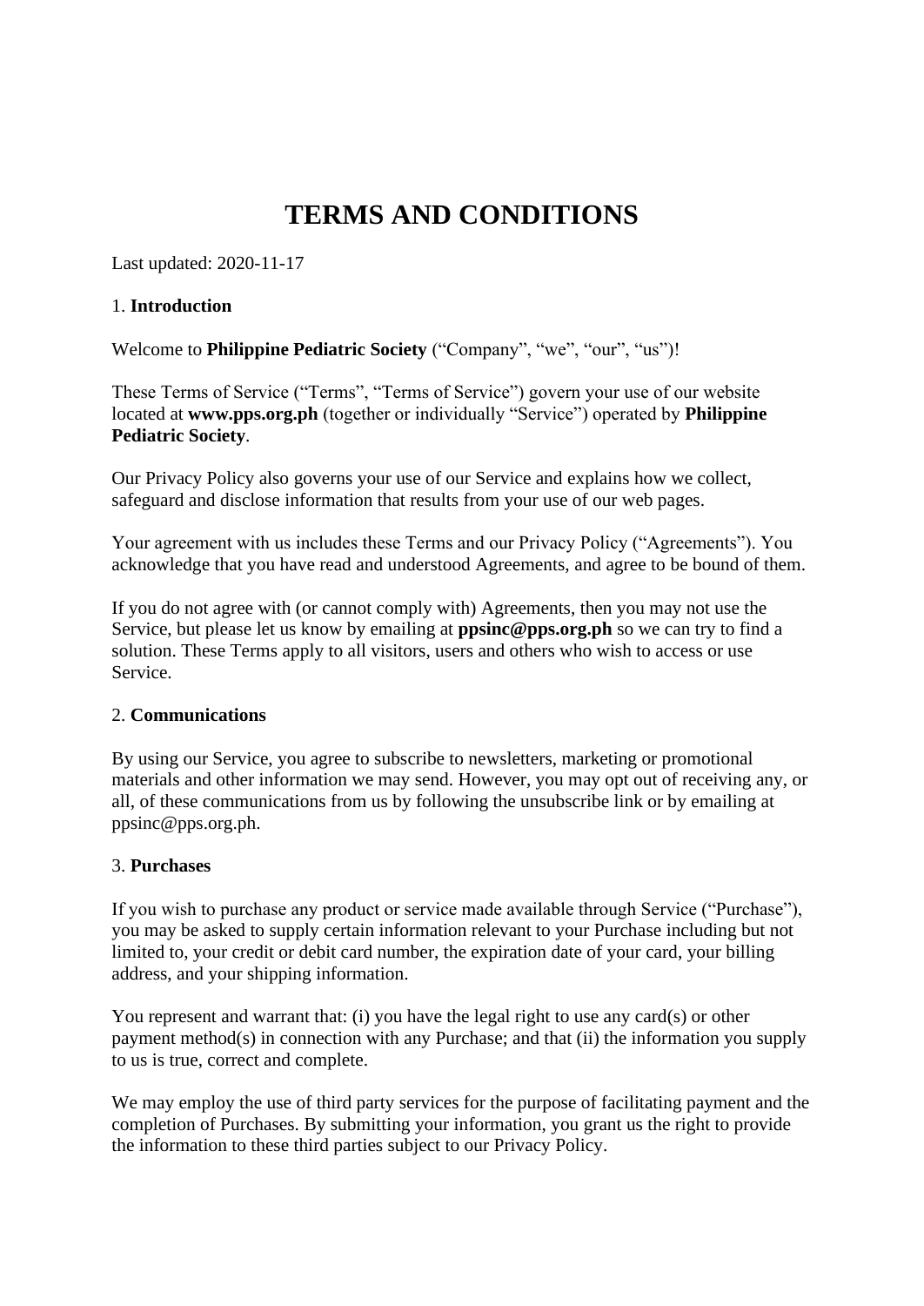# TERMS AND CONDITIONS

Last updated: 2020-11-17

1. **Introduction**

Welcome to **Philippine Pediatric Society** ("Company", "we", "our", "us")!

These Terms of Service ("Terms", "Terms of Service") govern your use of our website located at **www.pps.org.ph** (together or individually "Service") operated by **Philippine Pediatric Society**.

Our Privacy Policy also governs your use of our Service and explains how we collect, safeguard and disclose information that results from your use of our web pages.

Your agreement with us includes these Terms and our Privacy Policy ("Agreements"). You acknowledge that you have read and understood Agreements, and agree to be bound of them.

If you do not agree with (or cannot comply with) Agreements, then you may not use the Service, but please let us know by emailing at **ppsinc@pps.org.ph** so we can try to find a solution. These Terms apply to all visitors, users and others who wish to access or use Service.

2. **Communications**

By using our Service, you agree to subscribe to newsletters, marketing or promotional materials and other information we may send. However, you may opt out of receiving any, or all, of these communications from us by following the unsubscribe link or by emailing at ppsinc@pps.org.ph.

3. **Purchases**

If you wish to purchase any product or service made available through Service ("Purchase"), you may be asked to supply certain information relevant to your Purchase including but not limited to, your credit or debit card number, the expiration date of your card, your billing address, and your shipping information.

You represent and warrant that: (i) you have the legal right to use any card(s) or other payment method(s) in connection with any Purchase; and that (ii) the information you supply to us is true, correct and complete.

We may employ the use of third party services for the purpose of facilitating payment and the completion of Purchases. By submitting your information, you grant us the right to provide the information to these third parties subject to our Privacy Policy.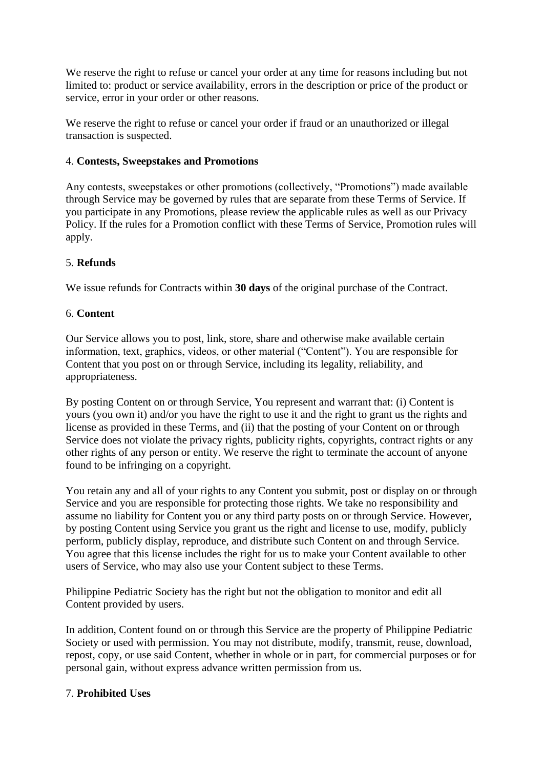We reserve the right to refuse or cancel your order at any time for reasons including but not limited to: product or service availability, errors in the description or price of the product or service, error in your order or other reasons.

We reserve the right to refuse or cancel your order if fraud or an unauthorized or illegal transaction is suspected.

4. **Contests, Sweepstakes and Promotions**

Any contests, sweepstakes or other promotions (collectively, "Promotions") made available through Service may be governed by rules that are separate from these Terms of Service. If you participate in any Promotions, please review the applicable rules as well as our Privacy Policy. If the rules for a Promotion conflict with these Terms of Service, Promotion rules will apply.

5. **Refunds**

We issue refunds for Contracts within **30 days** of the original purchase of the Contract.

6. **Content**

Our Service allows you to post, link, store, share and otherwise make available certain information, text, graphics, videos, or other material ("Content"). You are responsible for Content that you post on or through Service, including its legality, reliability, and appropriateness.

By posting Content on or through Service, You represent and warrant that: (i) Content is yours (you own it) and/or you have the right to use it and the right to grant us the rights and license as provided in these Terms, and (ii) that the posting of your Content on or through Service does not violate the privacy rights, publicity rights, copyrights, contract rights or any other rights of any person or entity. We reserve the right to terminate the account of anyone found to be infringing on a copyright.

You retain any and all of your rights to any Content you submit, post or display on or through Service and you are responsible for protecting those rights. We take no responsibility and assume no liability for Content you or any third party posts on or through Service. However, by posting Content using Service you grant us the right and license to use, modify, publicly perform, publicly display, reproduce, and distribute such Content on and through Service. You agree that this license includes the right for us to make your Content available to other users of Service, who may also use your Content subject to these Terms.

Philippine Pediatric Society has the right but not the obligation to monitor and edit all Content provided by users.

In addition, Content found on or through this Service are the property of Philippine Pediatric Society or used with permission. You may not distribute, modify, transmit, reuse, download, repost, copy, or use said Content, whether in whole or in part, for commercial purposes or for personal gain, without express advance written permission from us.

7. **Prohibited Uses**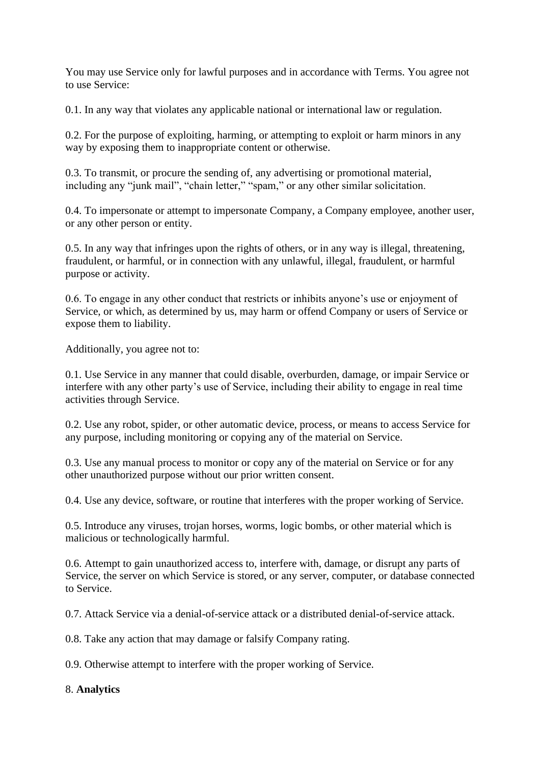You may use Service only for lawful purposes and in accordance with Terms. You agree not to use Service:

0.1. In any way that violates any applicable national or international law or regulation.

0.2. For the purpose of exploiting, harming, or attempting to exploit or harm minors in any way by exposing them to inappropriate content or otherwise.

0.3. To transmit, or procure the sending of, any advertising or promotional material, including any "junk mail", "chain letter," "spam," or any other similar solicitation.

0.4. To impersonate or attempt to impersonate Company, a Company employee, another user, or any other person or entity.

0.5. In any way that infringes upon the rights of others, or in any way is illegal, threatening, fraudulent, or harmful, or in connection with any unlawful, illegal, fraudulent, or harmful purpose or activity.

0.6. To engage in any other conduct that restricts or inhibits anyone's use or enjoyment of Service, or which, as determined by us, may harm or offend Company or users of Service or expose them to liability.

Additionally, you agree not to:

0.1. Use Service in any manner that could disable, overburden, damage, or impair Service or interfere with any other party's use of Service, including their ability to engage in real time activities through Service.

0.2. Use any robot, spider, or other automatic device, process, or means to access Service for any purpose, including monitoring or copying any of the material on Service.

0.3. Use any manual process to monitor or copy any of the material on Service or for any other unauthorized purpose without our prior written consent.

0.4. Use any device, software, or routine that interferes with the proper working of Service.

0.5. Introduce any viruses, trojan horses, worms, logic bombs, or other material which is malicious or technologically harmful.

0.6. Attempt to gain unauthorized access to, interfere with, damage, or disrupt any parts of Service, the server on which Service is stored, or any server, computer, or database connected to Service.

0.7. Attack Service via a denial-of-service attack or a distributed denial-of-service attack.

0.8. Take any action that may damage or falsify Company rating.

0.9. Otherwise attempt to interfere with the proper working of Service.

8. **Analytics**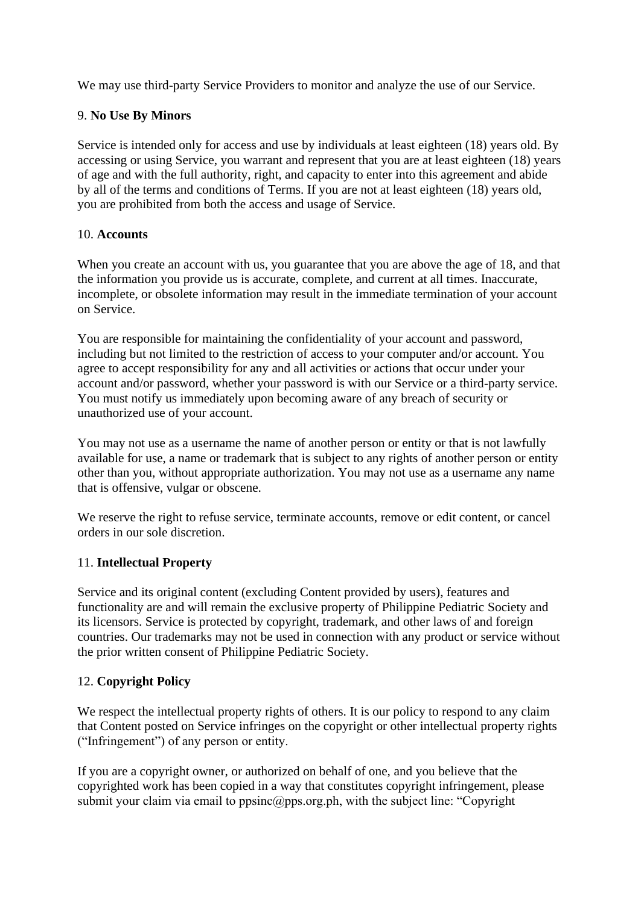We may use third-party Service Providers to monitor and analyze the use of our Service.

9. **No Use By Minors**

Service is intended only for access and use by individuals at least eighteen (18) years old. By accessing or using Service, you warrant and represent that you are at least eighteen (18) years of age and with the full authority, right, and capacity to enter into this agreement and abide by all of the terms and conditions of Terms. If you are not at least eighteen (18) years old, you are prohibited from both the access and usage of Service.

10. **Accounts**

When you create an account with us, you guarantee that you are above the age of 18, and that the information you provide us is accurate, complete, and current at all times. Inaccurate, incomplete, or obsolete information may result in the immediate termination of your account on Service.

You are responsible for maintaining the confidentiality of your account and password, including but not limited to the restriction of access to your computer and/or account. You agree to accept responsibility for any and all activities or actions that occur under your account and/or password, whether your password is with our Service or a third-party service. You must notify us immediately upon becoming aware of any breach of security or unauthorized use of your account.

You may not use as a username the name of another person or entity or that is not lawfully available for use, a name or trademark that is subject to any rights of another person or entity other than you, without appropriate authorization. You may not use as a username any name that is offensive, vulgar or obscene.

We reserve the right to refuse service, terminate accounts, remove or edit content, or cancel orders in our sole discretion.

11. **Intellectual Property**

Service and its original content (excluding Content provided by users), features and functionality are and will remain the exclusive property of Philippine Pediatric Society and its licensors. Service is protected by copyright, trademark, and other laws of and foreign countries. Our trademarks may not be used in connection with any product or service without the prior written consent of Philippine Pediatric Society.

12. **Copyright Policy**

We respect the intellectual property rights of others. It is our policy to respond to any claim that Content posted on Service infringes on the copyright or other intellectual property rights ("Infringement") of any person or entity.

If you are a copyright owner, or authorized on behalf of one, and you believe that the copyrighted work has been copied in a way that constitutes copyright infringement, please submit your claim via email to ppsinc@pps.org.ph, with the subject line: "Copyright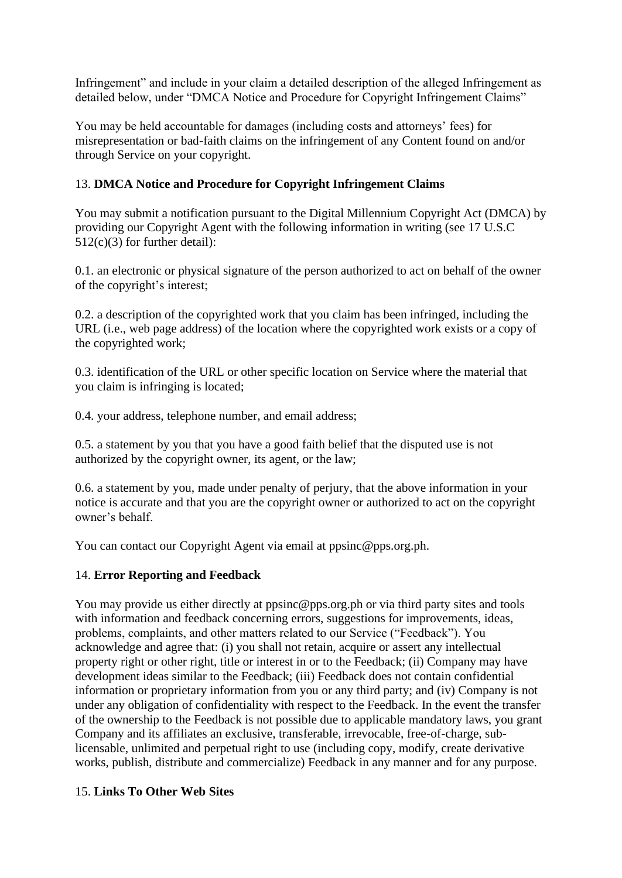Infringement" and include in your claim a detailed description of the alleged Infringement as detailed below, under "DMCA Notice and Procedure for Copyright Infringement Claims"

You may be held accountable for damages (including costs and attorneys' fees) for misrepresentation or bad-faith claims on the infringement of any Content found on and/or through Service on your copyright.

## 13. **DMCA Notice and Procedure for Copyright Infringement Claims**

You may submit a notification pursuant to the Digital Millennium Copyright Act (DMCA) by providing our Copyright Agent with the following information in writing (see 17 U.S.C 512(c)(3) for further detail):

0.1. an electronic or physical signature of the person authorized to act on behalf of the owner of the copyright's interest;

0.2. a description of the copyrighted work that you claim has been infringed, including the URL (i.e., web page address) of the location where the copyrighted work exists or a copy of the copyrighted work;

0.3. identification of the URL or other specific location on Service where the material that you claim is infringing is located;

0.4. your address, telephone number, and email address;

0.5. a statement by you that you have a good faith belief that the disputed use is not authorized by the copyright owner, its agent, or the law;

0.6. a statement by you, made under penalty of perjury, that the above information in your notice is accurate and that you are the copyright owner or authorized to act on the copyright owner's behalf.

You can contact our Copyright Agent via email at ppsinc@pps.org.ph.

## 14. **Error Reporting and Feedback**

You may provide us either directly at ppsinc@pps.org.ph or via third party sites and tools with information and feedback concerning errors, suggestions for improvements, ideas, problems, complaints, and other matters related to our Service ("Feedback"). You acknowledge and agree that: (i) you shall not retain, acquire or assert any intellectual property right or other right, title or interest in or to the Feedback; (ii) Company may have development ideas similar to the Feedback; (iii) Feedback does not contain confidential information or proprietary information from you or any third party; and (iv) Company is not under any obligation of confidentiality with respect to the Feedback. In the event the transfer of the ownership to the Feedback is not possible due to applicable mandatory laws, you grant Company and its affiliates an exclusive, transferable, irrevocable, free-of-charge, sub-licensable, unlimited and perpetual right to use (including copy, modify, create derivative works, publish, distribute and commercialize) Feedback in any manner and for any purpose.

## 15. **Links To Other Web Sites**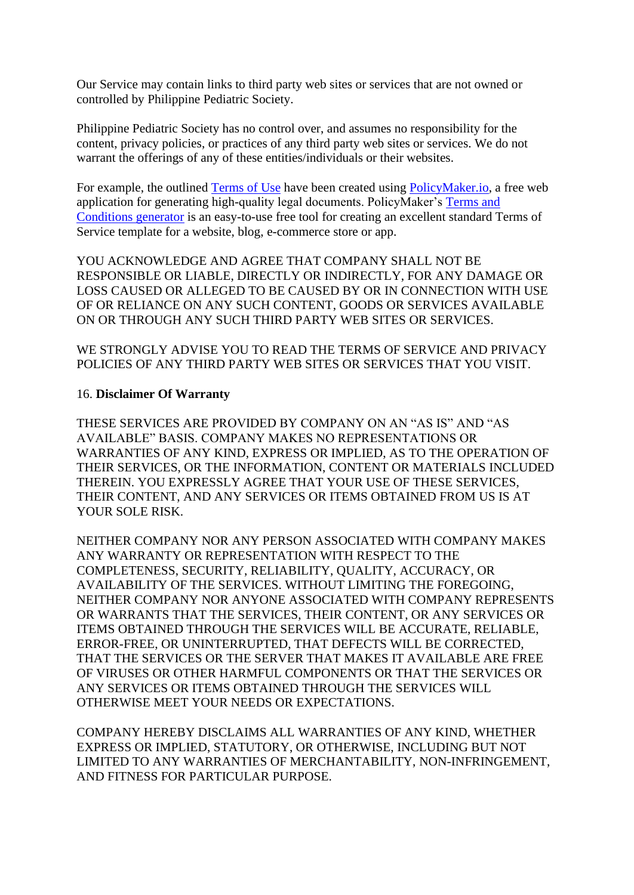Our Service may contain links to third party web sites or services that are not owned or controlled by Philippine Pediatric Society.

Philippine Pediatric Society has no control over, and assumes no responsibility for the content, privacy policies, or practices of any third party web sites or services. We do not warrant the offerings of any of these entities/individuals or their websites.

For example, the outlined Terms of Use have been created using PolicyMaker.io, a free web application for generating high-quality legal documents. PolicyMaker's Terms and Conditions generator is an easy-to-use free tool for creating an excellent standard Terms of Service template for a website, blog, e-commerce store or app.

YOU ACKNOWLEDGE AND AGREE THAT COMPANY SHALL NOT BE RESPONSIBLE OR LIABLE, DIRECTLY OR INDIRECTLY, FOR ANY DAMAGE OR LOSS CAUSED OR ALLEGED TO BE CAUSED BY OR IN CONNECTION WITH USE OF OR RELIANCE ON ANY SUCH CONTENT, GOODS OR SERVICES AVAILABLE ON OR THROUGH ANY SUCH THIRD PARTY WEB SITES OR SERVICES.

WE STRONGLY ADVISE YOU TO READ THE TERMS OF SERVICE AND PRIVACY POLICIES OF ANY THIRD PARTY WEB SITES OR SERVICES THAT YOU VISIT.

16. **Disclaimer Of Warranty**

THESE SERVICES ARE PROVIDED BY COMPANY ON AN "AS IS" AND "AS AVAILABLE" BASIS. COMPANY MAKES NO REPRESENTATIONS OR WARRANTIES OF ANY KIND, EXPRESS OR IMPLIED, AS TO THE OPERATION OF THEIR SERVICES, OR THE INFORMATION, CONTENT OR MATERIALS INCLUDED THEREIN. YOU EXPRESSLY AGREE THAT YOUR USE OF THESE SERVICES, THEIR CONTENT, AND ANY SERVICES OR ITEMS OBTAINED FROM US IS AT YOUR SOLE RISK.

NEITHER COMPANY NOR ANY PERSON ASSOCIATED WITH COMPANY MAKES ANY WARRANTY OR REPRESENTATION WITH RESPECT TO THE COMPLETENESS, SECURITY, RELIABILITY, QUALITY, ACCURACY, OR AVAILABILITY OF THE SERVICES. WITHOUT LIMITING THE FOREGOING, NEITHER COMPANY NOR ANYONE ASSOCIATED WITH COMPANY REPRESENTS OR WARRANTS THAT THE SERVICES, THEIR CONTENT, OR ANY SERVICES OR ITEMS OBTAINED THROUGH THE SERVICES WILL BE ACCURATE, RELIABLE, ERROR-FREE, OR UNINTERRUPTED, THAT DEFECTS WILL BE CORRECTED, THAT THE SERVICES OR THE SERVER THAT MAKES IT AVAILABLE ARE FREE OF VIRUSES OR OTHER HARMFUL COMPONENTS OR THAT THE SERVICES OR ANY SERVICES OR ITEMS OBTAINED THROUGH THE SERVICES WILL OTHERWISE MEET YOUR NEEDS OR EXPECTATIONS.

COMPANY HEREBY DISCLAIMS ALL WARRANTIES OF ANY KIND, WHETHER EXPRESS OR IMPLIED, STATUTORY, OR OTHERWISE, INCLUDING BUT NOT LIMITED TO ANY WARRANTIES OF MERCHANTABILITY, NON-INFRINGEMENT, AND FITNESS FOR PARTICULAR PURPOSE.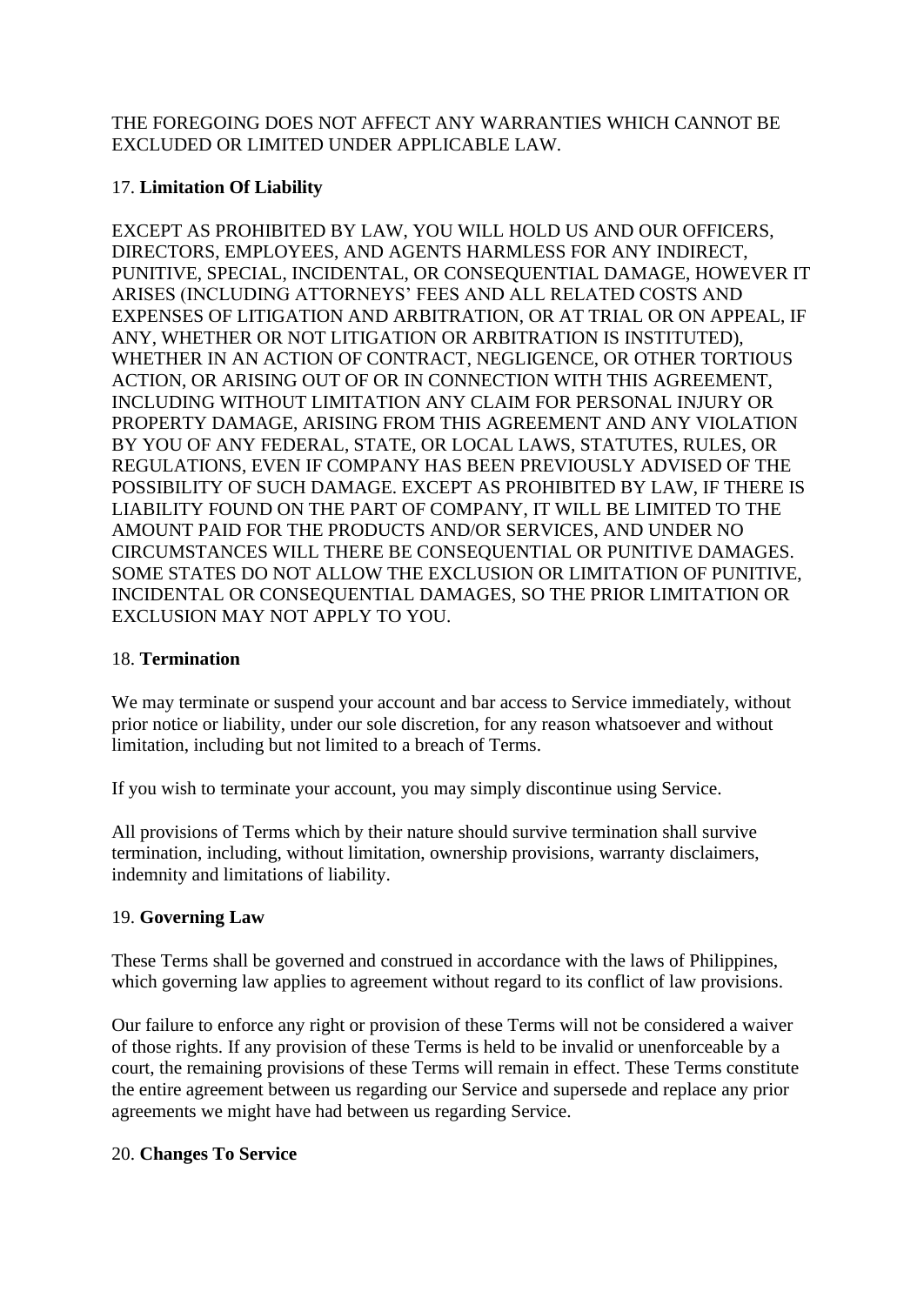THE FOREGOING DOES NOT AFFECT ANY WARRANTIES WHICH CANNOT BE EXCLUDED OR LIMITED UNDER APPLICABLE LAW.

17. **Limitation Of Liability**

EXCEPT AS PROHIBITED BY LAW, YOU WILL HOLD US AND OUR OFFICERS, DIRECTORS, EMPLOYEES, AND AGENTS HARMLESS FOR ANY INDIRECT, PUNITIVE, SPECIAL, INCIDENTAL, OR CONSEQUENTIAL DAMAGE, HOWEVER IT ARISES (INCLUDING ATTORNEYS' FEES AND ALL RELATED COSTS AND EXPENSES OF LITIGATION AND ARBITRATION, OR AT TRIAL OR ON APPEAL, IF ANY, WHETHER OR NOT LITIGATION OR ARBITRATION IS INSTITUTED), WHETHER IN AN ACTION OF CONTRACT, NEGLIGENCE, OR OTHER TORTIOUS ACTION, OR ARISING OUT OF OR IN CONNECTION WITH THIS AGREEMENT, INCLUDING WITHOUT LIMITATION ANY CLAIM FOR PERSONAL INJURY OR PROPERTY DAMAGE, ARISING FROM THIS AGREEMENT AND ANY VIOLATION BY YOU OF ANY FEDERAL, STATE, OR LOCAL LAWS, STATUTES, RULES, OR REGULATIONS, EVEN IF COMPANY HAS BEEN PREVIOUSLY ADVISED OF THE POSSIBILITY OF SUCH DAMAGE. EXCEPT AS PROHIBITED BY LAW, IF THERE IS LIABILITY FOUND ON THE PART OF COMPANY, IT WILL BE LIMITED TO THE AMOUNT PAID FOR THE PRODUCTS AND/OR SERVICES, AND UNDER NO CIRCUMSTANCES WILL THERE BE CONSEQUENTIAL OR PUNITIVE DAMAGES. SOME STATES DO NOT ALLOW THE EXCLUSION OR LIMITATION OF PUNITIVE, INCIDENTAL OR CONSEQUENTIAL DAMAGES, SO THE PRIOR LIMITATION OR EXCLUSION MAY NOT APPLY TO YOU.

18. **Termination**

We may terminate or suspend your account and bar access to Service immediately, without prior notice or liability, under our sole discretion, for any reason whatsoever and without limitation, including but not limited to a breach of Terms.

If you wish to terminate your account, you may simply discontinue using Service.

All provisions of Terms which by their nature should survive termination shall survive termination, including, without limitation, ownership provisions, warranty disclaimers, indemnity and limitations of liability.

19. **Governing Law**

These Terms shall be governed and construed in accordance with the laws of Philippines, which governing law applies to agreement without regard to its conflict of law provisions.

Our failure to enforce any right or provision of these Terms will not be considered a waiver of those rights. If any provision of these Terms is held to be invalid or unenforceable by a court, the remaining provisions of these Terms will remain in effect. These Terms constitute the entire agreement between us regarding our Service and supersede and replace any prior agreements we might have had between us regarding Service.

20. **Changes To Service**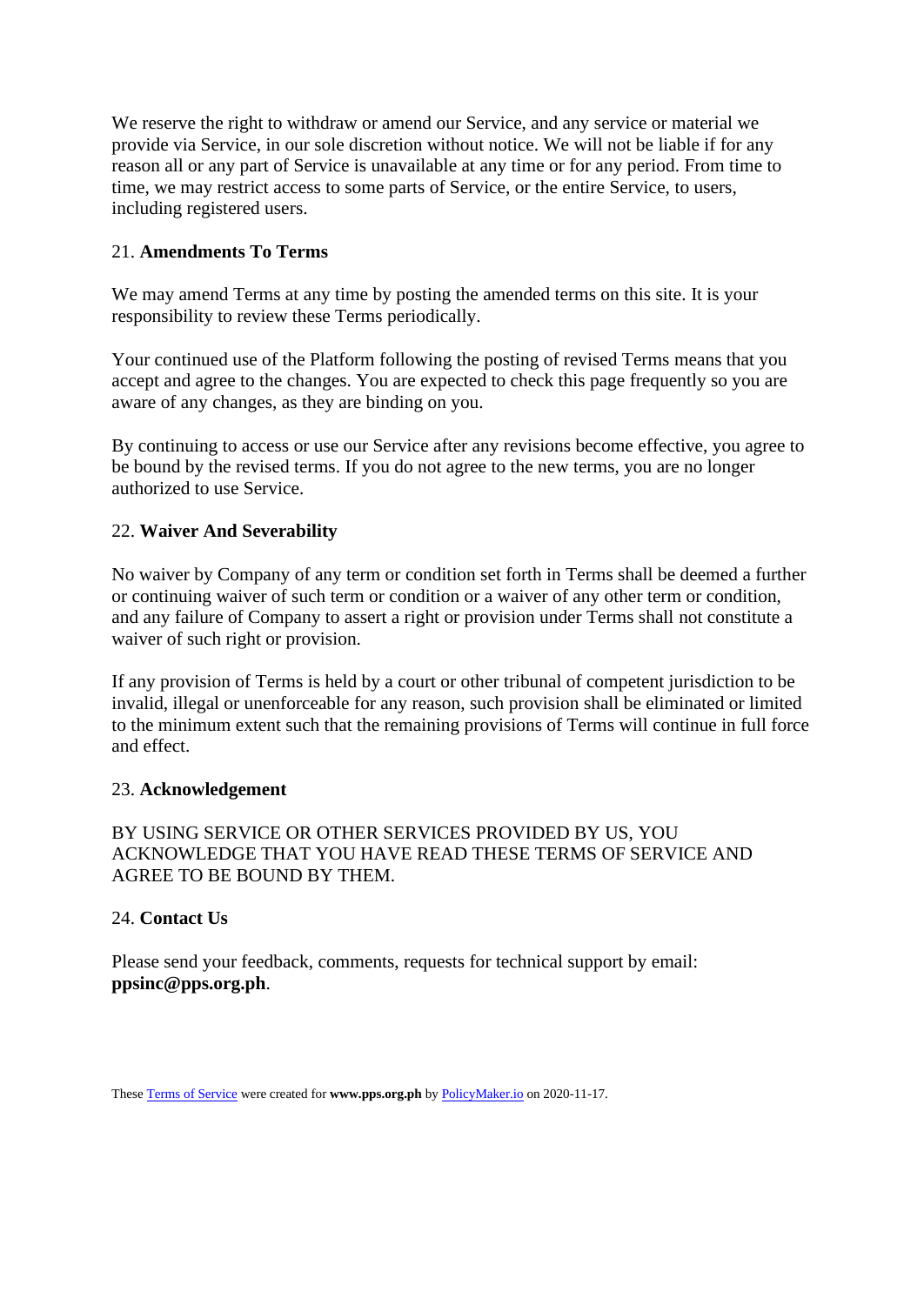We reserve the right to withdraw or amend our Service, and any service or material we provide via Service, in our sole discretion without notice. We will not be liable if for any reason all or any part of Service is unavailable at any time or for any period. From time to time, we may restrict access to some parts of Service, or the entire Service, to users, including registered users.

21. **Amendments To Terms**

We may amend Terms at any time by posting the amended terms on this site. It is your responsibility to review these Terms periodically.

Your continued use of the Platform following the posting of revised Terms means that you accept and agree to the changes. You are expected to check this page frequently so you are aware of any changes, as they are binding on you.

By continuing to access or use our Service after any revisions become effective, you agree to be bound by the revised terms. If you do not agree to the new terms, you are no longer authorized to use Service.

22. **Waiver And Severability**

No waiver by Company of any term or condition set forth in Terms shall be deemed a further or continuing waiver of such term or condition or a waiver of any other term or condition, and any failure of Company to assert a right or provision under Terms shall not constitute a waiver of such right or provision.

If any provision of Terms is held by a court or other tribunal of competent jurisdiction to be invalid, illegal or unenforceable for any reason, such provision shall be eliminated or limited to the minimum extent such that the remaining provisions of Terms will continue in full force and effect.

23. **Acknowledgement**

BY USING SERVICE OR OTHER SERVICES PROVIDED BY US, YOU ACKNOWLEDGE THAT YOU HAVE READ THESE TERMS OF SERVICE AND AGREE TO BE BOUND BY THEM.

24. **Contact Us**

Please send your feedback, comments, requests for technical support by email: **ppsinc@pps.org.ph**.

These Terms of Service were created for **www.pps.org.ph** by PolicyMaker.io on 2020-11-17.